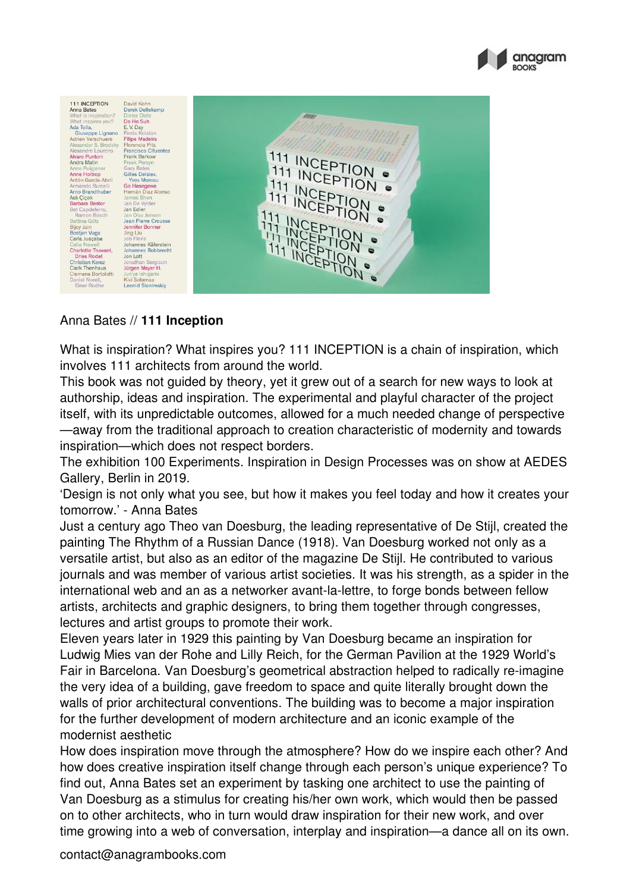Anna Bates // **111 Inception**

What is inspiration? What inspires you? 111 INCEPTION is a chain of inspiration, which involves 111 architects from around the world.

This book was not guided by theory, yet it grew out of a search for new ways to look at authorship, ideas and inspiration. The experimental and playful character of the project itself, with its unpredictable outcomes, allowed for a much needed change of perspective —away from the traditional approach to creation characteristic of modernity and towards inspiration—which does not respect borders.

The exhibition 100 Experiments. Inspiration in Design Processes was on show at AEDES Gallery, Berlin in 2019.

‘Design is not only what you see, but how it makes you feel today and how it creates your tomorrow.’ - Anna Bates

Just a century ago Theo van Doesburg, the leading representative of De Stijl, created the painting The Rhythm of a Russian Dance (1918). Van Doesburg worked not only as a versatile artist, but also as an editor of the magazine De Stijl. He contributed to various journals and was member of various artist societies. It was his strength, as a spider in the international web and an as a networker avant-la-lettre, to forge bonds between fellow artists, architects and graphic designers, to bring them together through congresses, lectures and artist groups to promote their work.

Eleven years later in 1929 this painting by Van Doesburg became an inspiration for Ludwig Mies van der Rohe and Lilly Reich, for the German Pavilion at the 1929 World’s Fair in Barcelona. Van Doesburg’s geometrical abstraction helped to radically re-imagine the very idea of a building, gave freedom to space and quite literally brought down the walls of prior architectural conventions. The building was to become a major inspiration for the further development of modern architecture and an iconic example of the modernist aesthetic

How does inspiration move through the atmosphere? How do we inspire each other? And how does creative inspiration itself change through each person’s unique experience? To find out, Anna Bates set an experiment by tasking one architect to use the painting of Van Doesburg as a stimulus for creating his/her own work, which would then be passed on to other architects, who in turn would draw inspiration for their new work, and over time growing into a web of conversation, interplay and inspiration—a dance all on its own.

contact@anagrambooks.com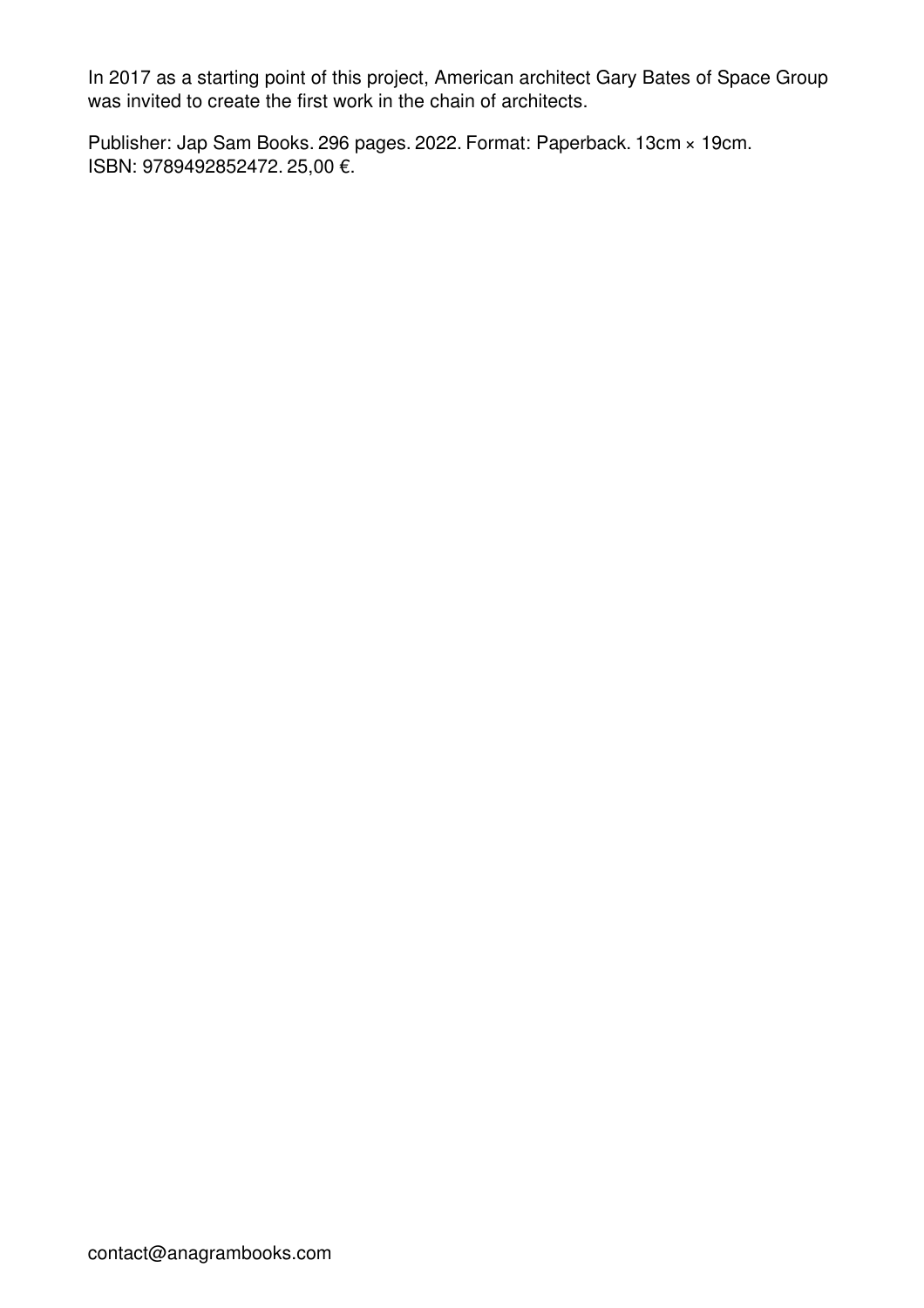In 2017 as a starting point of this project, American architect Gary Bates of Space Group was invited to create the first work in the chain of architects.

Publisher: Jap Sam Books. 296 pages. 2022. Format: Paperback. 13cm × 19cm. ISBN: 9789492852472. 25,00 €.

contact@anagrambooks.com